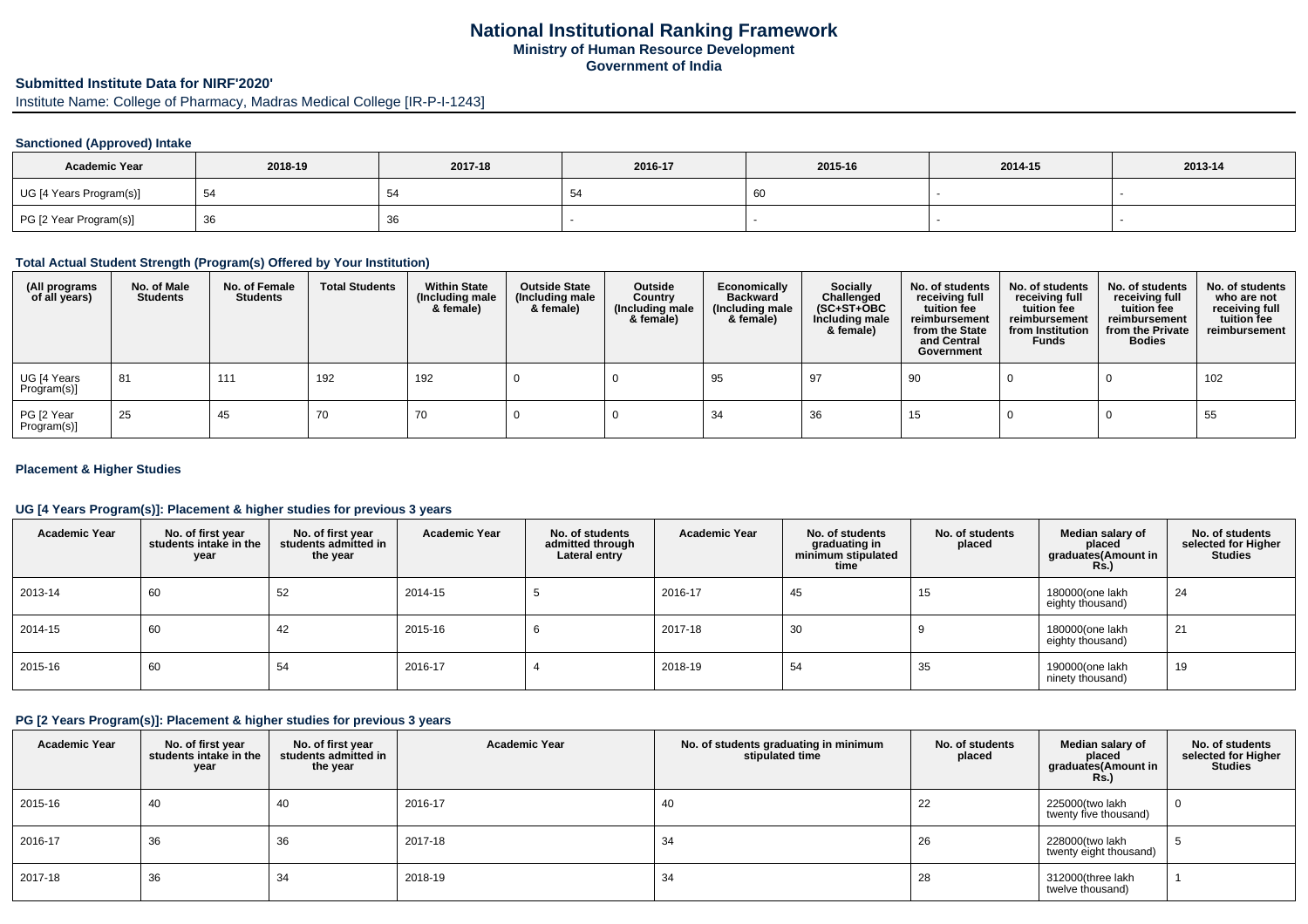# National Institutional Ranking Framework

**Ministry of Human Resource Development**

**Government of India**

**Submitted Institute Data for NIRF'2020'**

Institute Name: College of Pharmacy, Madras Medical College [IR-P-I-1243]

### Sanctioned (Approved) Intake

| Academic Year | 2018-19 | 2017-18 | 2016-17 | 2015-16 | 2014-15 | 2013-14 |
|---|---|---|---|---|---|---|
| UG [4 Years Program(s)] | 54 | 54 | 54 | 60 | - | - |
| PG [2 Year Program(s)] | 36 | 36 | - | - | - | - |

### Total Actual Student Strength (Program(s) Offered by Your Institution)

| (All programs of all years) | No. of Male Students | No. of Female Students | Total Students | Within State (Including male & female) | Outside State (Including male & female) | Outside Country (Including male & female) | Economically Backward (Including male & female) | Socially Challenged (SC+ST+OBC Including male & female) | No. of students receiving full tuition fee reimbursement from the State and Central Government | No. of students receiving full tuition fee reimbursement from Institution Funds | No. of students receiving full tuition fee reimbursement from the Private Bodies | No. of students who are not receiving full tuition fee reimbursement |
|---|---|---|---|---|---|---|---|---|---|---|---|---|
| UG [4 Years Program(s)] | 81 | 111 | 192 | 192 | 0 | 0 | 95 | 97 | 90 | 0 | 0 | 102 |
| PG [2 Year Program(s)] | 25 | 45 | 70 | 70 | 0 | 0 | 34 | 36 | 15 | 0 | 0 | 55 |

### Placement & Higher Studies

### UG [4 Years Program(s)]: Placement & higher studies for previous 3 years

| Academic Year | No. of first year students intake in the year | No. of first year students admitted in the year | Academic Year | No. of students admitted through Lateral entry | Academic Year | No. of students graduating in minimum stipulated time | No. of students placed | Median salary of placed graduates(Amount in Rs.) | No. of students selected for Higher Studies |
|---|---|---|---|---|---|---|---|---|---|
| 2013-14 | 60 | 52 | 2014-15 | 5 | 2016-17 | 45 | 15 | 180000(one lakh eighty thousand) | 24 |
| 2014-15 | 60 | 42 | 2015-16 | 6 | 2017-18 | 30 | 9 | 180000(one lakh eighty thousand) | 21 |
| 2015-16 | 60 | 54 | 2016-17 | 4 | 2018-19 | 54 | 35 | 190000(one lakh ninety thousand) | 19 |

### PG [2 Years Program(s)]: Placement & higher studies for previous 3 years

| Academic Year | No. of first year students intake in the year | No. of first year students admitted in the year | Academic Year | No. of students graduating in minimum stipulated time | No. of students placed | Median salary of placed graduates(Amount in Rs.) | No. of students selected for Higher Studies |
|---|---|---|---|---|---|---|---|
| 2015-16 | 40 | 40 | 2016-17 | 40 | 22 | 225000(two lakh twenty five thousand) | 0 |
| 2016-17 | 36 | 36 | 2017-18 | 34 | 26 | 228000(two lakh twenty eight thousand) | 5 |
| 2017-18 | 36 | 34 | 2018-19 | 34 | 28 | 312000(three lakh twelve thousand) | 1 |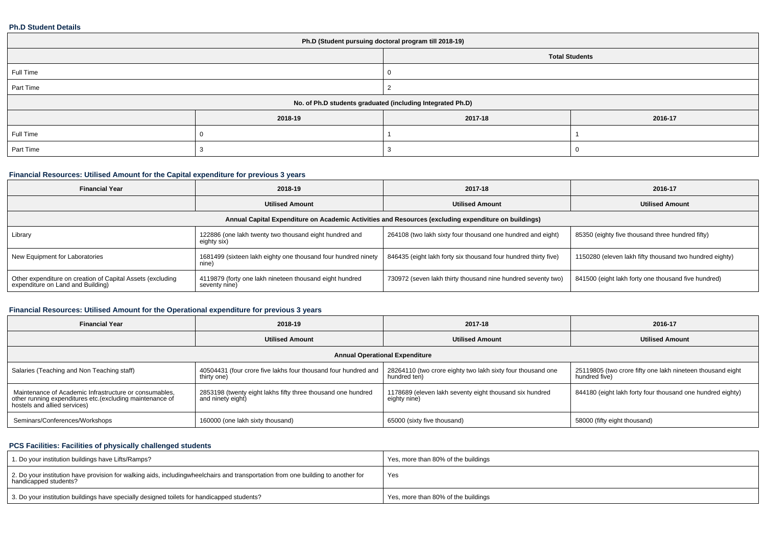### Ph.D Student Details

| Ph.D (Student pursuing doctoral program till 2018-19) | | | |
|---|---|---|---|
| | Total Students | | |
| Full Time | 0 | | |
| Part Time | 2 | | |
| No. of Ph.D students graduated (including Integrated Ph.D) | | | |
| | 2018-19 | 2017-18 | 2016-17 |
| Full Time | 0 | 1 | 1 |
| Part Time | 3 | 3 | 0 |

### Financial Resources: Utilised Amount for the Capital expenditure for previous 3 years

| Financial Year | 2018-19 | 2017-18 | 2016-17 |
|---|---|---|---|
| | Utilised Amount | Utilised Amount | Utilised Amount |
| Annual Capital Expenditure on Academic Activities and Resources (excluding expenditure on buildings) | | | |
| Library | 122886 (one lakh twenty two thousand eight hundred and eighty six) | 264108 (two lakh sixty four thousand one hundred and eight) | 85350 (eighty five thousand three hundred fifty) |
| New Equipment for Laboratories | 1681499 (sixteen lakh eighty one thousand four hundred ninety nine) | 846435 (eight lakh forty six thousand four hundred thirty five) | 1150280 (eleven lakh fifty thousand two hundred eighty) |
| Other expenditure on creation of Capital Assets (excluding expenditure on Land and Building) | 4119879 (forty one lakh nineteen thousand eight hundred seventy nine) | 730972 (seven lakh thirty thousand nine hundred seventy two) | 841500 (eight lakh forty one thousand five hundred) |

### Financial Resources: Utilised Amount for the Operational expenditure for previous 3 years

| Financial Year | 2018-19 | 2017-18 | 2016-17 |
|---|---|---|---|
| | Utilised Amount | Utilised Amount | Utilised Amount |
| Annual Operational Expenditure | | | |
| Salaries (Teaching and Non Teaching staff) | 40504431 (four crore five lakhs four thousand four hundred and thirty one) | 28264110 (two crore eighty two lakh sixty four thousand one hundred ten) | 25119805 (two crore fifty one lakh nineteen thousand eight hundred five) |
| Maintenance of Academic Infrastructure or consumables, other running expenditures etc.(excluding maintenance of hostels and allied services) | 2853198 (twenty eight lakhs fifty three thousand one hundred and ninety eight) | 1178689 (eleven lakh seventy eight thousand six hundred eighty nine) | 844180 (eight lakh forty four thousand one hundred eighty) |
| Seminars/Conferences/Workshops | 160000 (one lakh sixty thousand) | 65000 (sixty five thousand) | 58000 (fifty eight thousand) |

### PCS Facilities: Facilities of physically challenged students

| | |
|---|---|
| 1. Do your institution buildings have Lifts/Ramps? | Yes, more than 80% of the buildings |
| 2. Do your institution have provision for walking aids, includingwheelchairs and transportation from one building to another for handicapped students? | Yes |
| 3. Do your institution buildings have specially designed toilets for handicapped students? | Yes, more than 80% of the buildings |